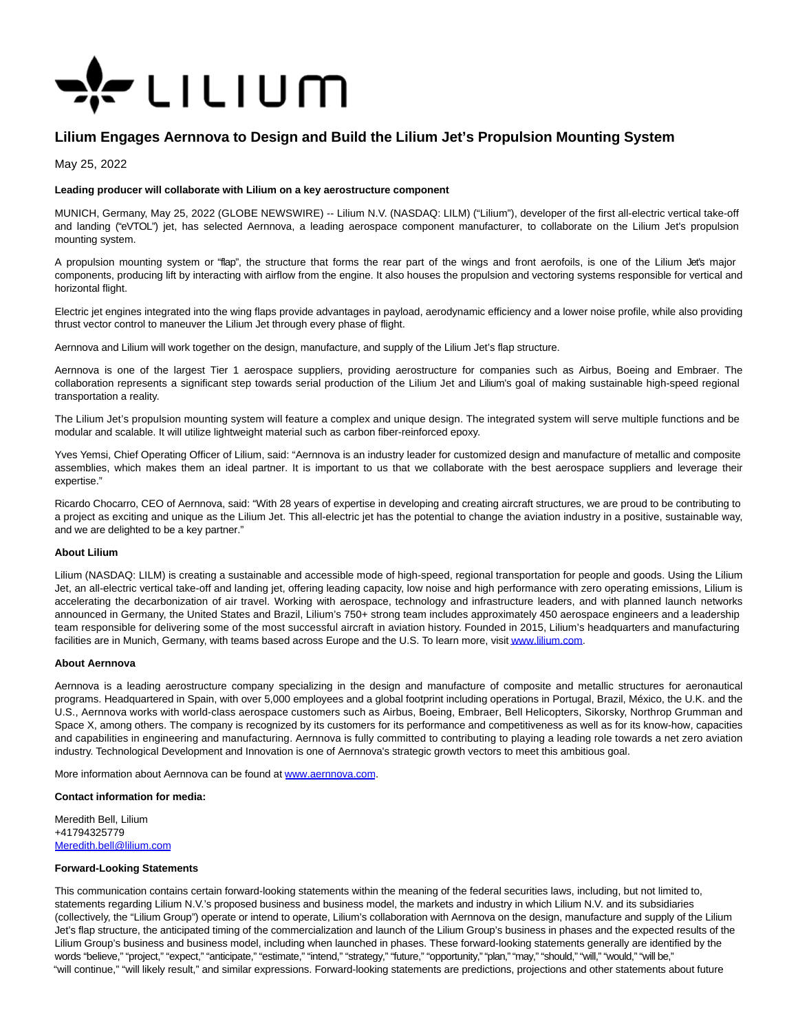# Lilium Engages Aernnova to Design and Build the Lilium Jet's Propulsion Mounting System

May 25, 2022

**Leading producer will collaborate with Lilium on a key aerostructure component**

MUNICH, Germany, May 25, 2022 (GLOBE NEWSWIRE) -- Lilium N.V. (NASDAQ: LILM) ("Lilium"), developer of the first all-electric vertical take-off and landing ("eVTOL") jet, has selected Aernnova, a leading aerospace component manufacturer, to collaborate on the Lilium Jet's propulsion mounting system.

A propulsion mounting system or "flap", the structure that forms the rear part of the wings and front aerofoils, is one of the Lilium Jet's major components, producing lift by interacting with airflow from the engine. It also houses the propulsion and vectoring systems responsible for vertical and horizontal flight.

Electric jet engines integrated into the wing flaps provide advantages in payload, aerodynamic efficiency and a lower noise profile, while also providing thrust vector control to maneuver the Lilium Jet through every phase of flight.

Aernnova and Lilium will work together on the design, manufacture, and supply of the Lilium Jet's flap structure.

Aernnova is one of the largest Tier 1 aerospace suppliers, providing aerostructure for companies such as Airbus, Boeing and Embraer. The collaboration represents a significant step towards serial production of the Lilium Jet and Lilium's goal of making sustainable high-speed regional transportation a reality.

The Lilium Jet's propulsion mounting system will feature a complex and unique design. The integrated system will serve multiple functions and be modular and scalable. It will utilize lightweight material such as carbon fiber-reinforced epoxy.

Yves Yemsi, Chief Operating Officer of Lilium, said: "Aernnova is an industry leader for customized design and manufacture of metallic and composite assemblies, which makes them an ideal partner. It is important to us that we collaborate with the best aerospace suppliers and leverage their expertise."

Ricardo Chocarro, CEO of Aernnova, said: "With 28 years of expertise in developing and creating aircraft structures, we are proud to be contributing to a project as exciting and unique as the Lilium Jet. This all-electric jet has the potential to change the aviation industry in a positive, sustainable way, and we are delighted to be a key partner."

**About Lilium**

Lilium (NASDAQ: LILM) is creating a sustainable and accessible mode of high-speed, regional transportation for people and goods. Using the Lilium Jet, an all-electric vertical take-off and landing jet, offering leading capacity, low noise and high performance with zero operating emissions, Lilium is accelerating the decarbonization of air travel. Working with aerospace, technology and infrastructure leaders, and with planned launch networks announced in Germany, the United States and Brazil, Lilium's 750+ strong team includes approximately 450 aerospace engineers and a leadership team responsible for delivering some of the most successful aircraft in aviation history. Founded in 2015, Lilium's headquarters and manufacturing facilities are in Munich, Germany, with teams based across Europe and the U.S. To learn more, visit www.lilium.com.

**About Aernnova**

Aernnova is a leading aerostructure company specializing in the design and manufacture of composite and metallic structures for aeronautical programs. Headquartered in Spain, with over 5,000 employees and a global footprint including operations in Portugal, Brazil, México, the U.K. and the U.S., Aernnova works with world-class aerospace customers such as Airbus, Boeing, Embraer, Bell Helicopters, Sikorsky, Northrop Grumman and Space X, among others. The company is recognized by its customers for its performance and competitiveness as well as for its know-how, capacities and capabilities in engineering and manufacturing. Aernnova is fully committed to contributing to playing a leading role towards a net zero aviation industry. Technological Development and Innovation is one of Aernnova's strategic growth vectors to meet this ambitious goal.

More information about Aernnova can be found at www.aernnova.com.

**Contact information for media:**

Meredith Bell, Lilium
+41794325779
Meredith.bell@lilium.com

**Forward-Looking Statements**

This communication contains certain forward-looking statements within the meaning of the federal securities laws, including, but not limited to, statements regarding Lilium N.V.'s proposed business and business model, the markets and industry in which Lilium N.V. and its subsidiaries (collectively, the "Lilium Group") operate or intend to operate, Lilium's collaboration with Aernnova on the design, manufacture and supply of the Lilium Jet's flap structure, the anticipated timing of the commercialization and launch of the Lilium Group's business in phases and the expected results of the Lilium Group's business and business model, including when launched in phases. These forward-looking statements generally are identified by the words "believe," "project," "expect," "anticipate," "estimate," "intend," "strategy," "future," "opportunity," "plan," "may," "should," "will," "would," "will be," "will continue," "will likely result," and similar expressions. Forward-looking statements are predictions, projections and other statements about future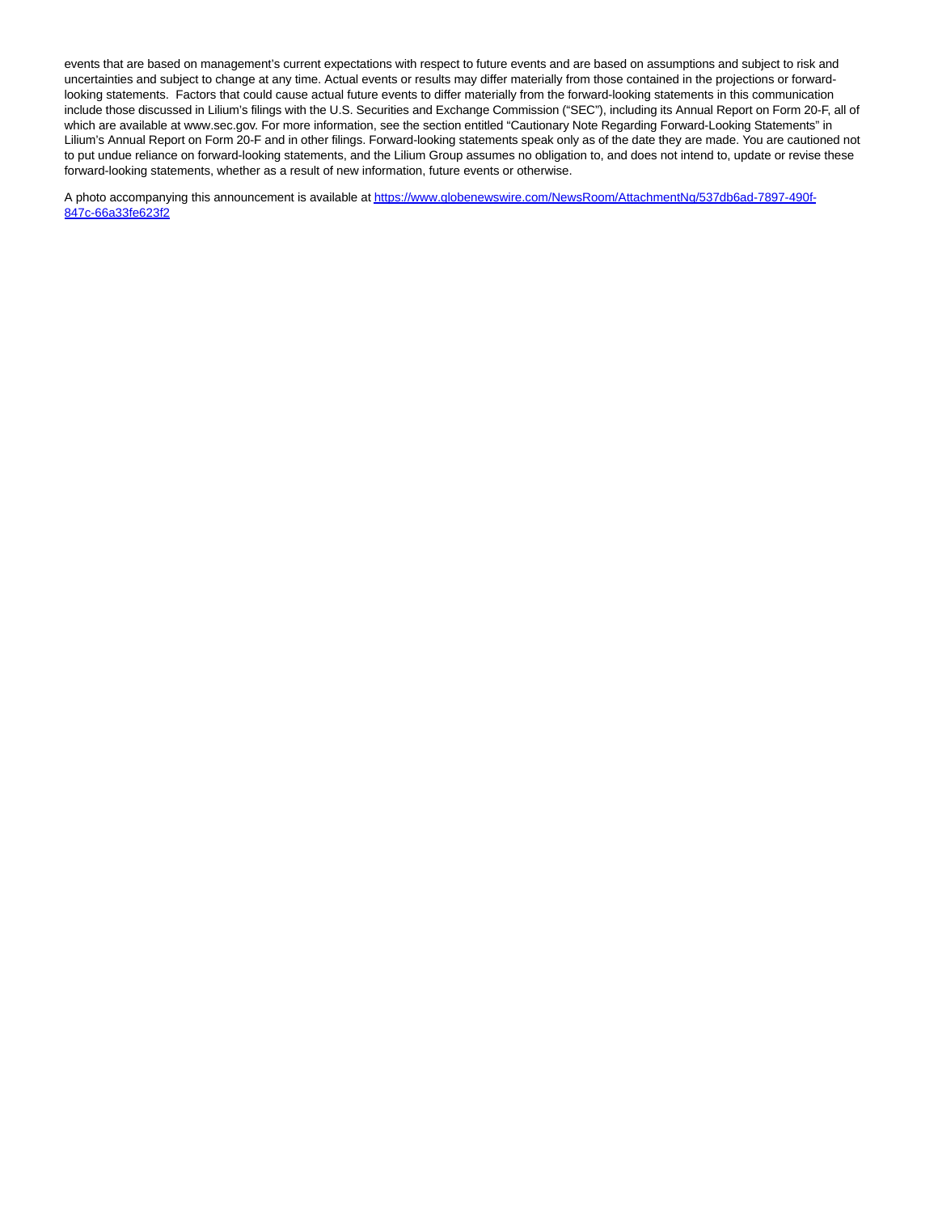events that are based on management's current expectations with respect to future events and are based on assumptions and subject to risk and uncertainties and subject to change at any time. Actual events or results may differ materially from those contained in the projections or forward-looking statements. Factors that could cause actual future events to differ materially from the forward-looking statements in this communication include those discussed in Lilium's filings with the U.S. Securities and Exchange Commission ("SEC"), including its Annual Report on Form 20-F, all of which are available at www.sec.gov. For more information, see the section entitled "Cautionary Note Regarding Forward-Looking Statements" in Lilium's Annual Report on Form 20-F and in other filings. Forward-looking statements speak only as of the date they are made. You are cautioned not to put undue reliance on forward-looking statements, and the Lilium Group assumes no obligation to, and does not intend to, update or revise these forward-looking statements, whether as a result of new information, future events or otherwise.

A photo accompanying this announcement is available at [https://www.globenewswire.com/NewsRoom/AttachmentNg/537db6ad-7897-490f-847c-66a33fe623f2](https://www.globenewswire.com/NewsRoom/AttachmentNg/537db6ad-7897-490f-847c-66a33fe623f2)